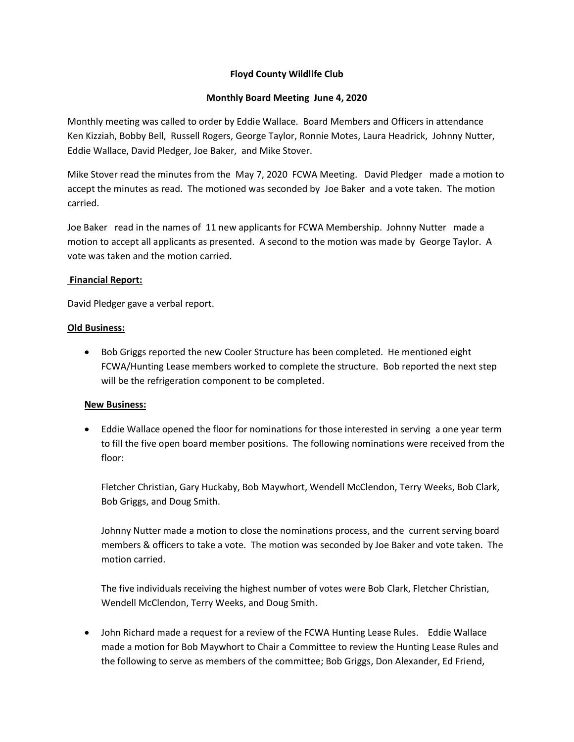**Floyd County Wildlife Club**

**Monthly Board Meeting June 4, 2020**

Monthly meeting was called to order by Eddie Wallace. Board Members and Officers in attendance Ken Kizziah, Bobby Bell, Russell Rogers, George Taylor, Ronnie Motes, Laura Headrick, Johnny Nutter, Eddie Wallace, David Pledger, Joe Baker, and Mike Stover.

Mike Stover read the minutes from the May 7, 2020 FCWA Meeting. David Pledger made a motion to accept the minutes as read. The motioned was seconded by Joe Baker and a vote taken. The motion carried.

Joe Baker read in the names of 11 new applicants for FCWA Membership. Johnny Nutter made a motion to accept all applicants as presented. A second to the motion was made by George Taylor. A vote was taken and the motion carried.

**Financial Report:**

David Pledger gave a verbal report.

**Old Business:**

- Bob Griggs reported the new Cooler Structure has been completed. He mentioned eight FCWA/Hunting Lease members worked to complete the structure. Bob reported the next step will be the refrigeration component to be completed.

**New Business:**

- Eddie Wallace opened the floor for nominations for those interested in serving a one year term to fill the five open board member positions. The following nominations were received from the floor:

  Fletcher Christian, Gary Huckaby, Bob Maywhort, Wendell McClendon, Terry Weeks, Bob Clark, Bob Griggs, and Doug Smith.

  Johnny Nutter made a motion to close the nominations process, and the current serving board members & officers to take a vote. The motion was seconded by Joe Baker and vote taken. The motion carried.

  The five individuals receiving the highest number of votes were Bob Clark, Fletcher Christian, Wendell McClendon, Terry Weeks, and Doug Smith.

- John Richard made a request for a review of the FCWA Hunting Lease Rules. Eddie Wallace made a motion for Bob Maywhort to Chair a Committee to review the Hunting Lease Rules and the following to serve as members of the committee; Bob Griggs, Don Alexander, Ed Friend,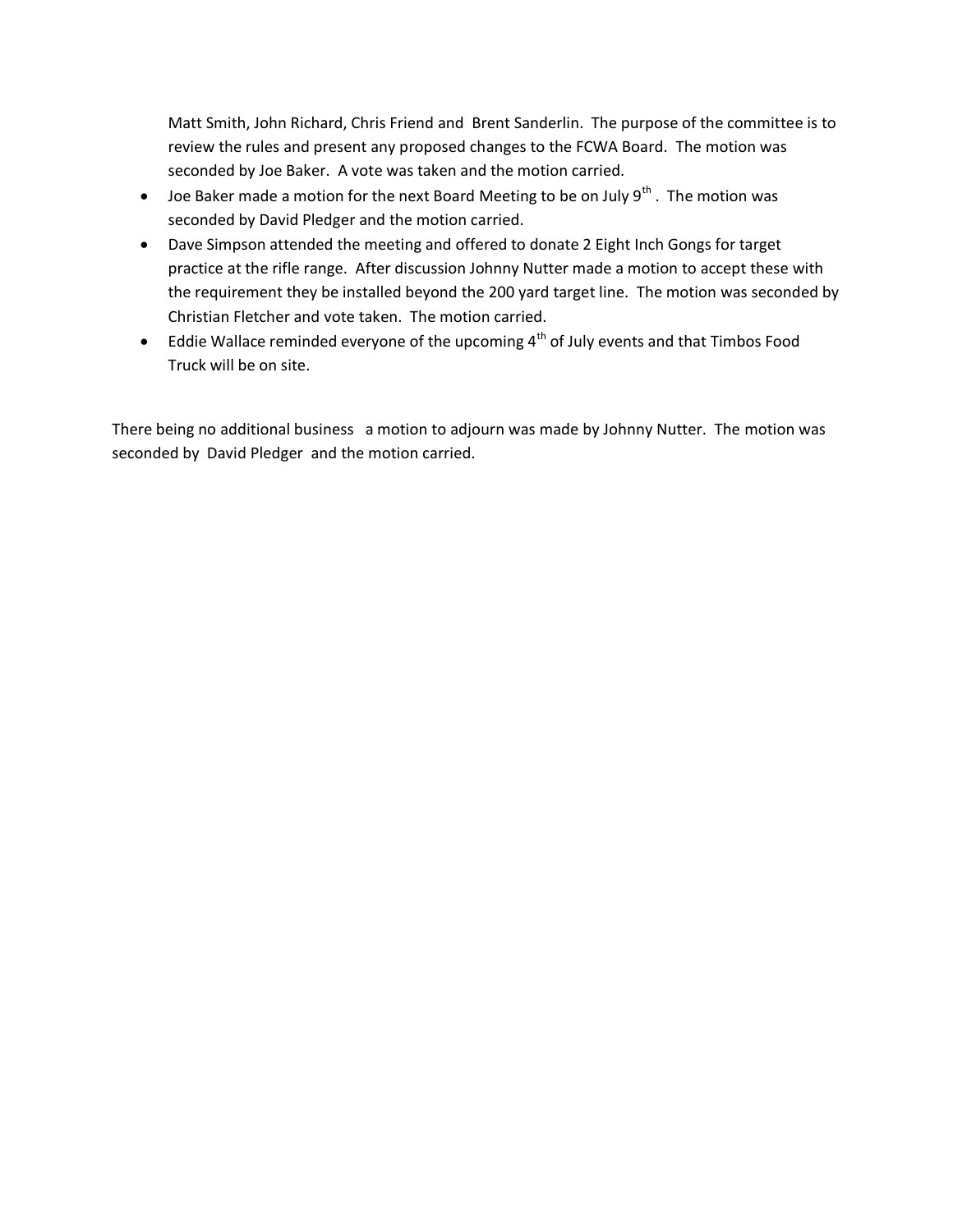Matt Smith, John Richard, Chris Friend and Brent Sanderlin. The purpose of the committee is to review the rules and present any proposed changes to the FCWA Board. The motion was seconded by Joe Baker. A vote was taken and the motion carried.

- Joe Baker made a motion for the next Board Meeting to be on July 9th . The motion was seconded by David Pledger and the motion carried.
- Dave Simpson attended the meeting and offered to donate 2 Eight Inch Gongs for target practice at the rifle range. After discussion Johnny Nutter made a motion to accept these with the requirement they be installed beyond the 200 yard target line. The motion was seconded by Christian Fletcher and vote taken. The motion carried.
- Eddie Wallace reminded everyone of the upcoming 4th of July events and that Timbos Food Truck will be on site.

There being no additional business a motion to adjourn was made by Johnny Nutter. The motion was seconded by David Pledger and the motion carried.